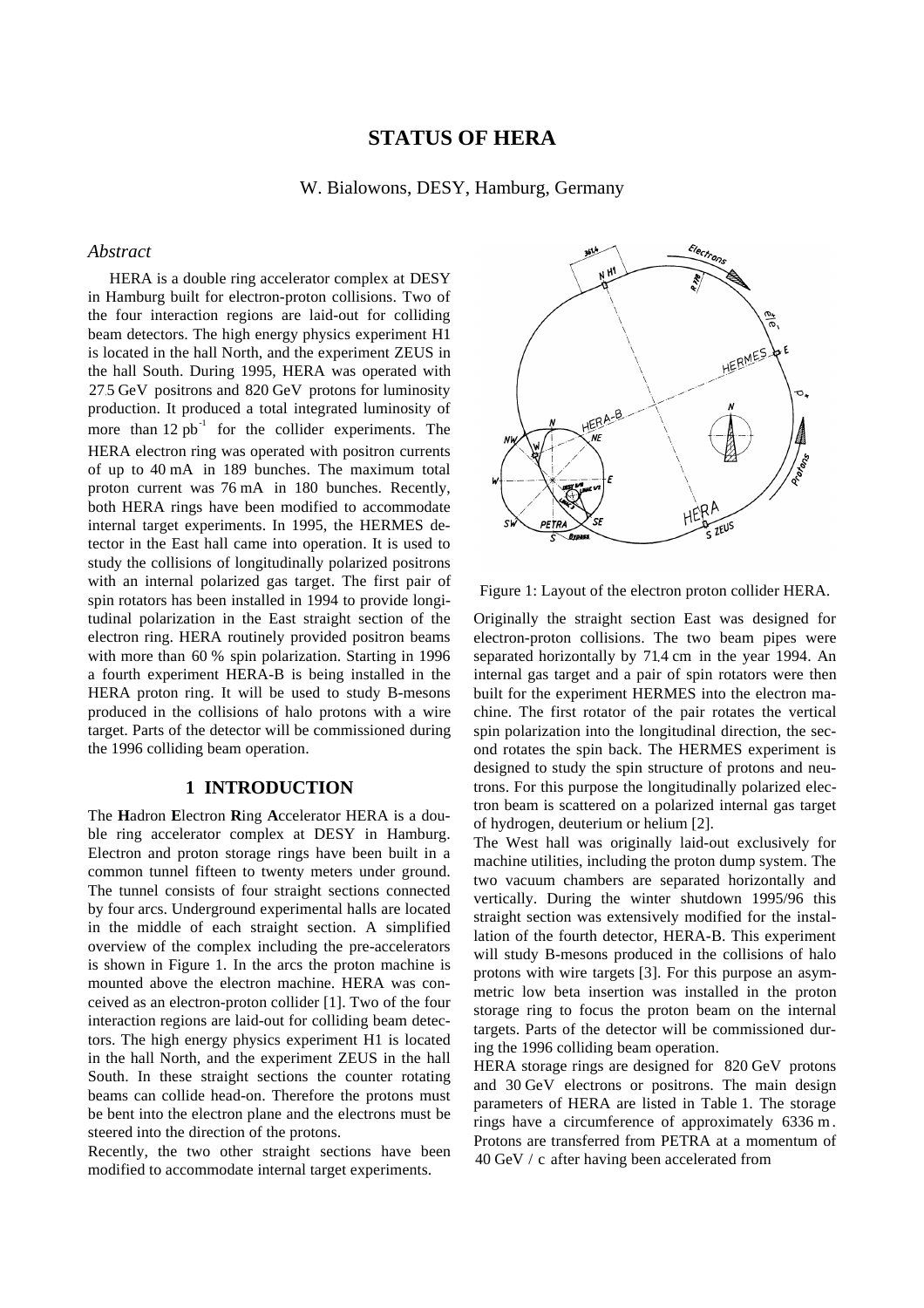# STATUS OF HERA

W. Bialowons, DESY, Hamburg, Germany

### *Abstract*

HERA is a double ring accelerator complex at DESY in Hamburg built for electron-proton collisions. Two of the four interaction regions are laid-out for colliding beam detectors. The high energy physics experiment H1 is located in the hall North, and the experiment ZEUS in the hall South. During 1995, HERA was operated with 27.5 GeV positrons and 820 GeV protons for luminosity production. It produced a total integrated luminosity of more than 12 $pb^{-1}$ for the collider experiments. The HERA electron ring was operated with positron currents of up to 40 mA in 189 bunches. The maximum total proton current was 76 mA in 180 bunches. Recently, both HERA rings have been modified to accommodate internal target experiments. In 1995, the HERMES detector in the East hall came into operation. It is used to study the collisions of longitudinally polarized positrons with an internal polarized gas target. The first pair of spin rotators has been installed in 1994 to provide longitudinal polarization in the East straight section of the electron ring. HERA routinely provided positron beams with more than 60 % spin polarization. Starting in 1996 a fourth experiment HERA-B is being installed in the HERA proton ring. It will be used to study B-mesons produced in the collisions of halo protons with a wire target. Parts of the detector will be commissioned during the 1996 colliding beam operation.

## 1 INTRODUCTION

The **H**adron **E**lectron **R**ing **A**ccelerator HERA is a double ring accelerator complex at DESY in Hamburg. Electron and proton storage rings have been built in a common tunnel fifteen to twenty meters under ground. The tunnel consists of four straight sections connected by four arcs. Underground experimental halls are located in the middle of each straight section. A simplified overview of the complex including the pre-accelerators is shown in Figure 1. In the arcs the proton machine is mounted above the electron machine. HERA was conceived as an electron-proton collider [1]. Two of the four interaction regions are laid-out for colliding beam detectors. The high energy physics experiment H1 is located in the hall North, and the experiment ZEUS in the hall South. In these straight sections the counter rotating beams can collide head-on. Therefore the protons must be bent into the electron plane and the electrons must be steered into the direction of the protons.

Recently, the two other straight sections have been modified to accommodate internal target experiments.

Figure 1: Layout of the electron proton collider HERA.

Originally the straight section East was designed for electron-proton collisions. The two beam pipes were separated horizontally by 71.4 cm in the year 1994. An internal gas target and a pair of spin rotators were then built for the experiment HERMES into the electron machine. The first rotator of the pair rotates the vertical spin polarization into the longitudinal direction, the second rotates the spin back. The HERMES experiment is designed to study the spin structure of protons and neutrons. For this purpose the longitudinally polarized electron beam is scattered on a polarized internal gas target of hydrogen, deuterium or helium [2].

The West hall was originally laid-out exclusively for machine utilities, including the proton dump system. The two vacuum chambers are separated horizontally and vertically. During the winter shutdown 1995/96 this straight section was extensively modified for the installation of the fourth detector, HERA-B. This experiment will study B-mesons produced in the collisions of halo protons with wire targets [3]. For this purpose an asymmetric low beta insertion was installed in the proton storage ring to focus the proton beam on the internal targets. Parts of the detector will be commissioned during the 1996 colliding beam operation.

HERA storage rings are designed for 820 GeV protons and 30 GeV electrons or positrons. The main design parameters of HERA are listed in Table 1. The storage rings have a circumference of approximately 6336 m. Protons are transferred from PETRA at a momentum of 40 GeV / c after having been accelerated from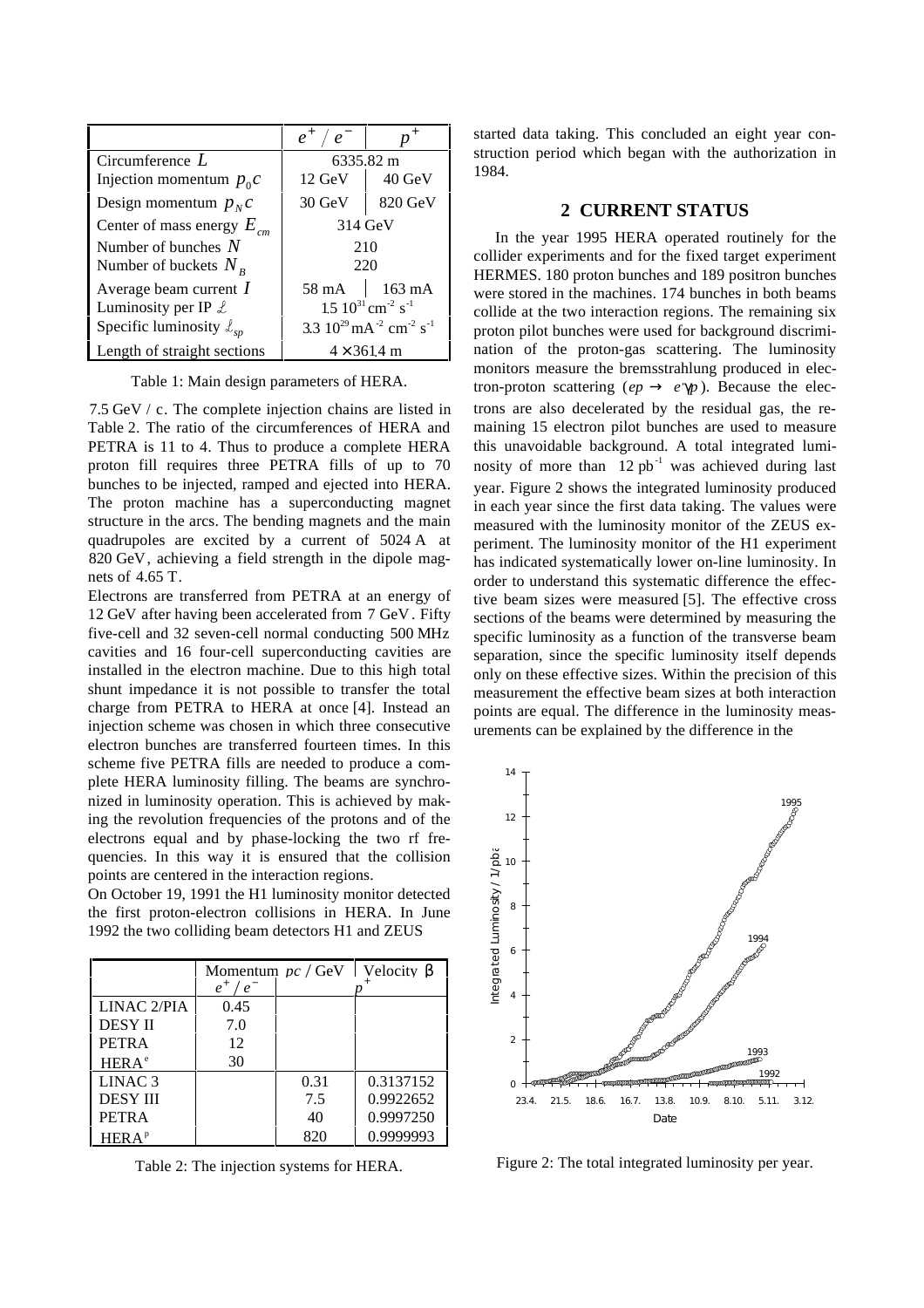| | $e^+ / e^-$ | $p^+$ |
|---|---|---|
| Circumference $L$ | 6335.82 m | |
| Injection momentum $p_0 c$ | 12 GeV | 40 GeV |
| Design momentum $p_N c$ | 30 GeV | 820 GeV |
| Center of mass energy $E_{cm}$ | 314 GeV | |
| Number of bunches $N$ | 210 | |
| Number of buckets $N_B$ | 220 | |
| Average beam current $I$ | 58 mA | 163 mA |
| Luminosity per IP $\mathcal{L}$ | $1.5\ 10^{31}\ \mathrm{cm^{-2}\ s^{-1}}$ | |
| Specific luminosity $\mathcal{L}_{sp}$ | $3.3\ 10^{29}\ \mathrm{mA^{-2}\ cm^{-2}\ s^{-1}}$ | |
| Length of straight sections | $4 \times 361.4$ m | |

Table 1: Main design parameters of HERA.

7.5 GeV / c. The complete injection chains are listed in Table 2. The ratio of the circumferences of HERA and PETRA is 11 to 4. Thus to produce a complete HERA proton fill requires three PETRA fills of up to 70 bunches to be injected, ramped and ejected into HERA. The proton machine has a superconducting magnet structure in the arcs. The bending magnets and the main quadrupoles are excited by a current of 5024 A at 820 GeV, achieving a field strength in the dipole magnets of 4.65 T.

Electrons are transferred from PETRA at an energy of 12 GeV after having been accelerated from 7 GeV. Fifty five-cell and 32 seven-cell normal conducting 500 MHz cavities and 16 four-cell superconducting cavities are installed in the electron machine. Due to this high total shunt impedance it is not possible to transfer the total charge from PETRA to HERA at once [4]. Instead an injection scheme was chosen in which three consecutive electron bunches are transferred fourteen times. In this scheme five PETRA fills are needed to produce a complete HERA luminosity filling. The beams are synchronized in luminosity operation. This is achieved by making the revolution frequencies of the protons and of the electrons equal and by phase-locking the two rf frequencies. In this way it is ensured that the collision points are centered in the interaction regions.

On October 19, 1991 the H1 luminosity monitor detected the first proton-electron collisions in HERA. In June 1992 the two colliding beam detectors H1 and ZEUS

| | Momentum $pc$ / GeV | | Velocity $\beta$ |
|---|---|---|---|
| | $e^+ / e^-$ | $p^+$ | |
| LINAC 2/PIA | 0.45 | | |
| DESY II | 7.0 | | |
| PETRA | 12 | | |
| HERA$^e$ | 30 | | |
| LINAC 3 | | 0.31 | 0.3137152 |
| DESY III | | 7.5 | 0.9922652 |
| PETRA | | 40 | 0.9997250 |
| HERA$^p$ | | 820 | 0.9999993 |

Table 2: The injection systems for HERA.

started data taking. This concluded an eight year construction period which began with the authorization in 1984.

## 2 CURRENT STATUS

In the year 1995 HERA operated routinely for the collider experiments and for the fixed target experiment HERMES. 180 proton bunches and 189 positron bunches were stored in the machines. 174 bunches in both beams collide at the two interaction regions. The remaining six proton pilot bunches were used for background discrimination of the proton-gas scattering. The luminosity monitors measure the bremsstrahlung produced in electron-proton scattering ($ep \rightarrow e'\gamma p$). Because the electrons are also decelerated by the residual gas, the remaining 15 electron pilot bunches are used to measure this unavoidable background. A total integrated luminosity of more than $12\ \mathrm{pb^{-1}}$ was achieved during last year. Figure 2 shows the integrated luminosity produced in each year since the first data taking. The values were measured with the luminosity monitor of the ZEUS experiment. The luminosity monitor of the H1 experiment has indicated systematically lower on-line luminosity. In order to understand this systematic difference the effective beam sizes were measured [5]. The effective cross sections of the beams were determined by measuring the specific luminosity as a function of the transverse beam separation, since the specific luminosity itself depends only on these effective sizes. Within the precision of this measurement the effective beam sizes at both interaction points are equal. The difference in the luminosity measurements can be explained by the difference in the

Figure 2: The total integrated luminosity per year.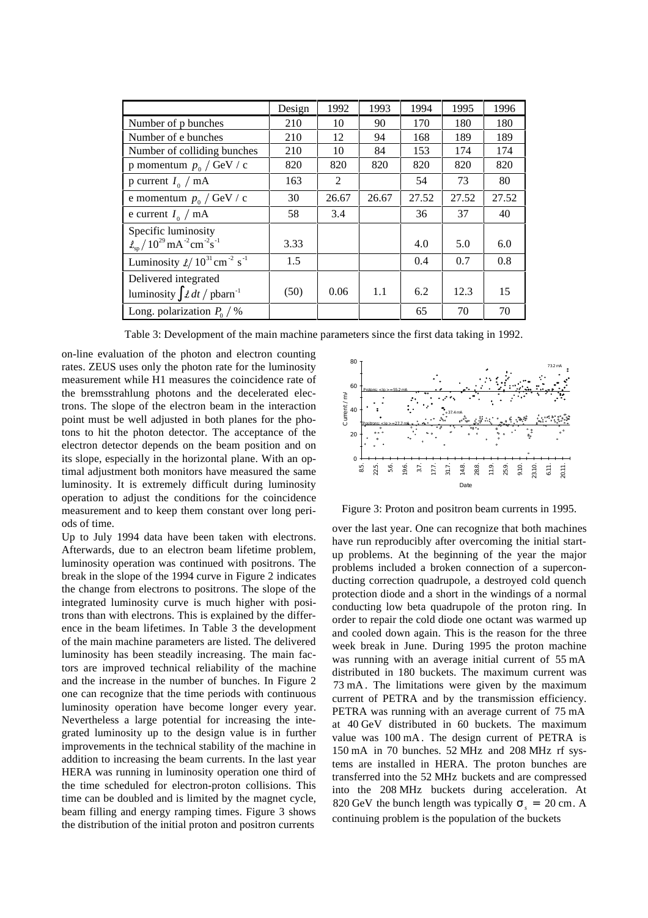| | Design | 1992 | 1993 | 1994 | 1995 | 1996 |
|---|---|---|---|---|---|---|
| Number of p bunches | 210 | 10 | 90 | 170 | 180 | 180 |
| Number of e bunches | 210 | 12 | 94 | 168 | 189 | 189 |
| Number of colliding bunches | 210 | 10 | 84 | 153 | 174 | 174 |
| p momentum $p_0$ / GeV / c | 820 | 820 | 820 | 820 | 820 | 820 |
| p current $I_0$ / mA | 163 | 2 | | 54 | 73 | 80 |
| e momentum $p_0$ / GeV / c | 30 | 26.67 | 26.67 | 27.52 | 27.52 | 27.52 |
| e current $I_0$ / mA | 58 | 3.4 | | 36 | 37 | 40 |
| Specific luminosity $\mathcal{L}_{sp} / 10^{29}\,\mathrm{mA^{-2}cm^{-2}s^{-1}}$ | 3.33 | | | 4.0 | 5.0 | 6.0 |
| Luminosity $\mathcal{L} / 10^{31}\,\mathrm{cm^{-2}\,s^{-1}}$ | 1.5 | | | 0.4 | 0.7 | 0.8 |
| Delivered integrated luminosity $\int \mathcal{L}\,dt$ / pbarn$^{-1}$ | (50) | 0.06 | 1.1 | 6.2 | 12.3 | 15 |
| Long. polarization $P_0$ / % | | | | 65 | 70 | 70 |

Table 3: Development of the main machine parameters since the first data taking in 1992.

on-line evaluation of the photon and electron counting rates. ZEUS uses only the photon rate for the luminosity measurement while H1 measures the coincidence rate of the bremsstrahlung photons and the decelerated electrons. The slope of the electron beam in the interaction point must be well adjusted in both planes for the photons to hit the photon detector. The acceptance of the electron detector depends on the beam position and on its slope, especially in the horizontal plane. With an optimal adjustment both monitors have measured the same luminosity. It is extremely difficult during luminosity operation to adjust the conditions for the coincidence measurement and to keep them constant over long periods of time.

Up to July 1994 data have been taken with electrons. Afterwards, due to an electron beam lifetime problem, luminosity operation was continued with positrons. The break in the slope of the 1994 curve in Figure 2 indicates the change from electrons to positrons. The slope of the integrated luminosity curve is much higher with positrons than with electrons. This is explained by the difference in the beam lifetimes. In Table 3 the development of the main machine parameters are listed. The delivered luminosity has been steadily increasing. The main factors are improved technical reliability of the machine and the increase in the number of bunches. In Figure 2 one can recognize that the time periods with continuous luminosity operation have become longer every year. Nevertheless a large potential for increasing the integrated luminosity up to the design value is in further improvements in the technical stability of the machine in addition to increasing the beam currents. In the last year HERA was running in luminosity operation one third of the time scheduled for electron-proton collisions. This time can be doubled and is limited by the magnet cycle, beam filling and energy ramping times. Figure 3 shows the distribution of the initial proton and positron currents

Figure 3: Proton and positron beam currents in 1995.

over the last year. One can recognize that both machines have run reproducibly after overcoming the initial start-up problems. At the beginning of the year the major problems included a broken connection of a superconducting correction quadrupole, a destroyed cold quench protection diode and a short in the windings of a normal conducting low beta quadrupole of the proton ring. In order to repair the cold diode one octant was warmed up and cooled down again. This is the reason for the three week break in June. During 1995 the proton machine was running with an average initial current of 55 mA distributed in 180 buckets. The maximum current was 73 mA. The limitations were given by the maximum current of PETRA and by the transmission efficiency. PETRA was running with an average current of 75 mA at 40 GeV distributed in 60 buckets. The maximum value was 100 mA. The design current of PETRA is 150 mA in 70 bunches. 52 MHz and 208 MHz rf systems are installed in HERA. The proton bunches are transferred into the 52 MHz buckets and are compressed into the 208 MHz buckets during acceleration. At 820 GeV the bunch length was typically $\sigma_s = 20$ cm. A continuing problem is the population of the buckets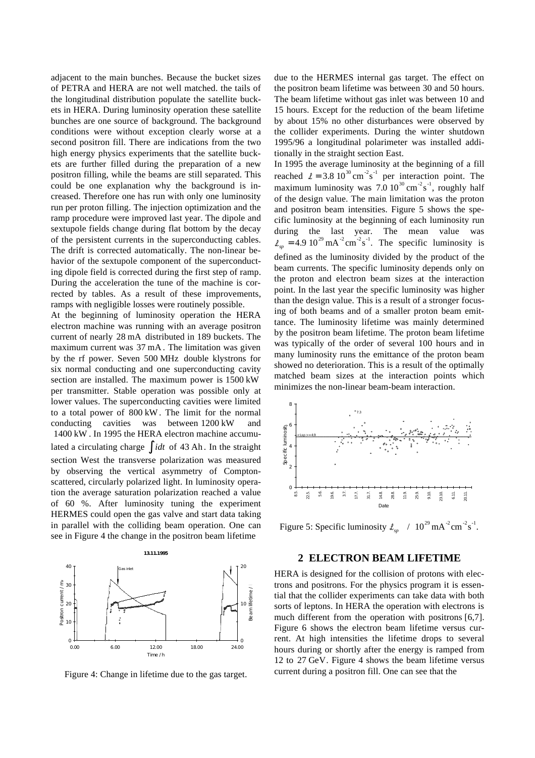adjacent to the main bunches. Because the bucket sizes of PETRA and HERA are not well matched. the tails of the longitudinal distribution populate the satellite buckets in HERA. During luminosity operation these satellite bunches are one source of background. The background conditions were without exception clearly worse at a second positron fill. There are indications from the two high energy physics experiments that the satellite buckets are further filled during the preparation of a new positron filling, while the beams are still separated. This could be one explanation why the background is increased. Therefore one has run with only one luminosity run per proton filling. The injection optimization and the ramp procedure were improved last year. The dipole and sextupole fields change during flat bottom by the decay of the persistent currents in the superconducting cables. The drift is corrected automatically. The non-linear behavior of the sextupole component of the superconducting dipole field is corrected during the first step of ramp. During the acceleration the tune of the machine is corrected by tables. As a result of these improvements, ramps with negligible losses were routinely possible.

At the beginning of luminosity operation the HERA electron machine was running with an average positron current of nearly 28 mA distributed in 189 buckets. The maximum current was 37 mA. The limitation was given by the rf power. Seven 500 MHz double klystrons for six normal conducting and one superconducting cavity section are installed. The maximum power is 1500 kW per transmitter. Stable operation was possible only at lower values. The superconducting cavities were limited to a total power of 800 kW. The limit for the normal conducting cavities was between 1200 kW and 1400 kW. In 1995 the HERA electron machine accumulated a circulating charge $\int i dt$ of 43 Ah. In the straight section West the transverse polarization was measured by observing the vertical asymmetry of Compton-scattered, circularly polarized light. In luminosity operation the average saturation polarization reached a value of 60 %. After luminosity tuning the experiment HERMES could open the gas valve and start data taking in parallel with the colliding beam operation. One can see in Figure 4 the change in the positron beam lifetime

Figure 4: Change in lifetime due to the gas target.

due to the HERMES internal gas target. The effect on the positron beam lifetime was between 30 and 50 hours. The beam lifetime without gas inlet was between 10 and 15 hours. Except for the reduction of the beam lifetime by about 15% no other disturbances were observed by the collider experiments. During the winter shutdown 1995/96 a longitudinal polarimeter was installed additionally in the straight section East.

In 1995 the average luminosity at the beginning of a fill reached $\mathcal{L} = 3.8\ 10^{30}\,\mathrm{cm}^{-2}\mathrm{s}^{-1}$ per interaction point. The maximum luminosity was $7.0\ 10^{30}\,\mathrm{cm}^{-2}\mathrm{s}^{-1}$, roughly half of the design value. The main limitation was the proton and positron beam intensities. Figure 5 shows the specific luminosity at the beginning of each luminosity run during the last year. The mean value was $\mathcal{L}_{sp} = 4.9\ 10^{29}\,\mathrm{mA}^{-2}\mathrm{cm}^{-2}\mathrm{s}^{-1}$. The specific luminosity is defined as the luminosity divided by the product of the beam currents. The specific luminosity depends only on the proton and electron beam sizes at the interaction point. In the last year the specific luminosity was higher than the design value. This is a result of a stronger focusing of both beams and of a smaller proton beam emittance. The luminosity lifetime was mainly determined by the positron beam lifetime. The proton beam lifetime was typically of the order of several 100 hours and in many luminosity runs the emittance of the proton beam showed no deterioration. This is a result of the optimally matched beam sizes at the interaction points which minimizes the non-linear beam-beam interaction.

Figure 5: Specific luminosity $\mathcal{L}_{sp}$ / $10^{29}\,\mathrm{mA}^{-2}\mathrm{cm}^{-2}\mathrm{s}^{-1}$.

## 2 ELECTRON BEAM LIFETIME

HERA is designed for the collision of protons with electrons and positrons. For the physics program it is essential that the collider experiments can take data with both sorts of leptons. In HERA the operation with electrons is much different from the operation with positrons [6,7]. Figure 6 shows the electron beam lifetime versus current. At high intensities the lifetime drops to several hours during or shortly after the energy is ramped from 12 to 27 GeV. Figure 4 shows the beam lifetime versus current during a positron fill. One can see that the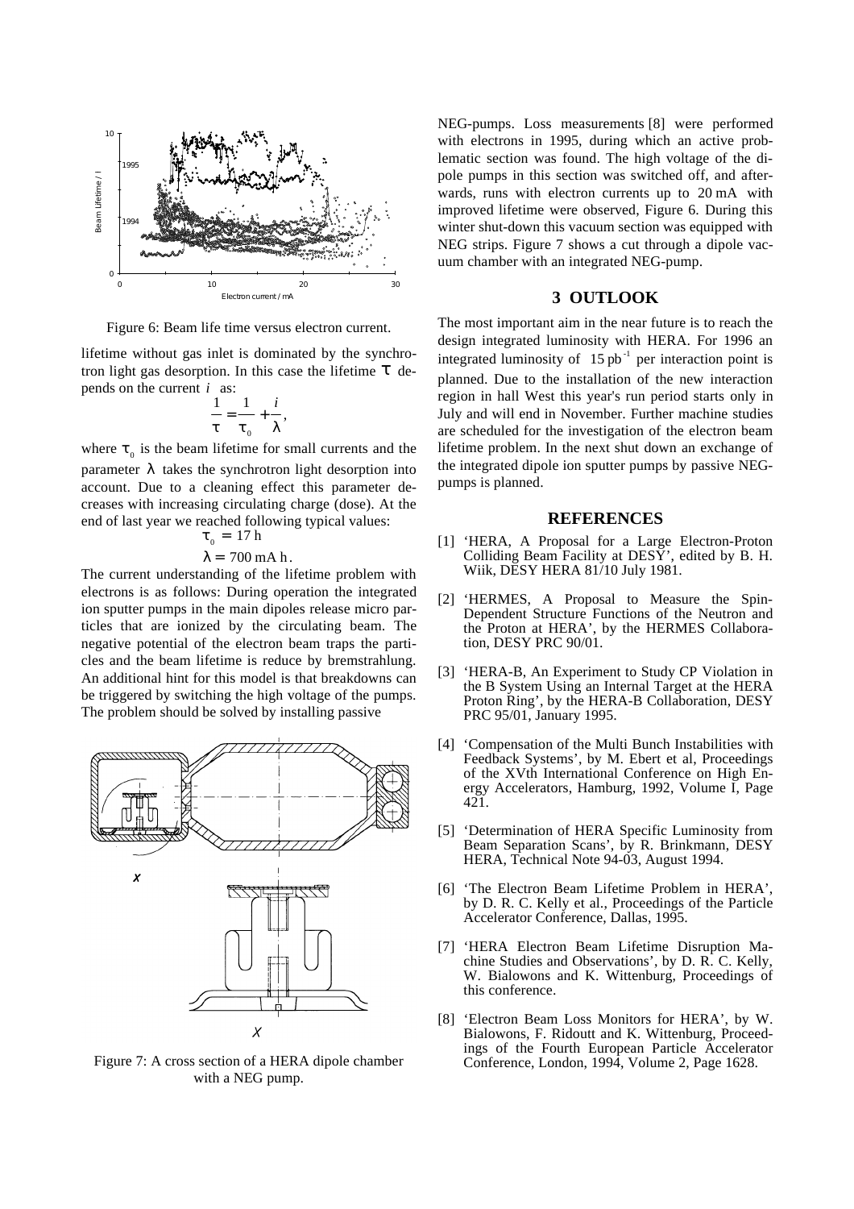10

1995

1994

Beam Lifetime / I

0

0

10

20

30

Electron current / mA

Figure 6: Beam life time versus electron current.

lifetime without gas inlet is dominated by the synchrotron light gas desorption. In this case the lifetime $\tau$ depends on the current $i$ as:

$$\frac{1}{\tau} = \frac{1}{\tau_0} + \frac{i}{\lambda},$$

where $\tau_0$ is the beam lifetime for small currents and the parameter $\lambda$ takes the synchrotron light desorption into account. Due to a cleaning effect this parameter decreases with increasing circulating charge (dose). At the end of last year we reached following typical values:

$$\tau_0 = 17\,\mathrm{h}$$

$$\lambda = 700\,\mathrm{mA\,h}.$$

The current understanding of the lifetime problem with electrons is as follows: During operation the integrated ion sputter pumps in the main dipoles release micro particles that are ionized by the circulating beam. The negative potential of the electron beam traps the particles and the beam lifetime is reduce by bremstrahlung. An additional hint for this model is that breakdowns can be triggered by switching the high voltage of the pumps. The problem should be solved by installing passive NEG-pumps. Loss measurements [8] were performed with electrons in 1995, during which an active problematic section was found. The high voltage of the dipole pumps in this section was switched off, and afterwards, runs with electron currents up to 20 mA with improved lifetime were observed, Figure 6. During this winter shut-down this vacuum section was equipped with NEG strips. Figure 7 shows a cut through a dipole vacuum chamber with an integrated NEG-pump.

X

X

Figure 7: A cross section of a HERA dipole chamber with a NEG pump.

## 3 OUTLOOK

The most important aim in the near future is to reach the design integrated luminosity with HERA. For 1996 an integrated luminosity of $15\,\mathrm{pb}^{-1}$ per interaction point is planned. Due to the installation of the new interaction region in hall West this year's run period starts only in July and will end in November. Further machine studies are scheduled for the investigation of the electron beam lifetime problem. In the next shut down an exchange of the integrated dipole ion sputter pumps by passive NEG-pumps is planned.

## REFERENCES

[1] 'HERA, A Proposal for a Large Electron-Proton Colliding Beam Facility at DESY', edited by B. H. Wiik, DESY HERA 81/10 July 1981.

[2] 'HERMES, A Proposal to Measure the Spin-Dependent Structure Functions of the Neutron and the Proton at HERA', by the HERMES Collaboration, DESY PRC 90/01.

[3] 'HERA-B, An Experiment to Study CP Violation in the B System Using an Internal Target at the HERA Proton Ring', by the HERA-B Collaboration, DESY PRC 95/01, January 1995.

[4] 'Compensation of the Multi Bunch Instabilities with Feedback Systems', by M. Ebert et al, Proceedings of the XVth International Conference on High Energy Accelerators, Hamburg, 1992, Volume I, Page 421.

[5] 'Determination of HERA Specific Luminosity from Beam Separation Scans', by R. Brinkmann, DESY HERA, Technical Note 94-03, August 1994.

[6] 'The Electron Beam Lifetime Problem in HERA', by D. R. C. Kelly et al., Proceedings of the Particle Accelerator Conference, Dallas, 1995.

[7] 'HERA Electron Beam Lifetime Disruption Machine Studies and Observations', by D. R. C. Kelly, W. Bialowons and K. Wittenburg, Proceedings of this conference.

[8] 'Electron Beam Loss Monitors for HERA', by W. Bialowons, F. Ridoutt and K. Wittenburg, Proceedings of the Fourth European Particle Accelerator Conference, London, 1994, Volume 2, Page 1628.